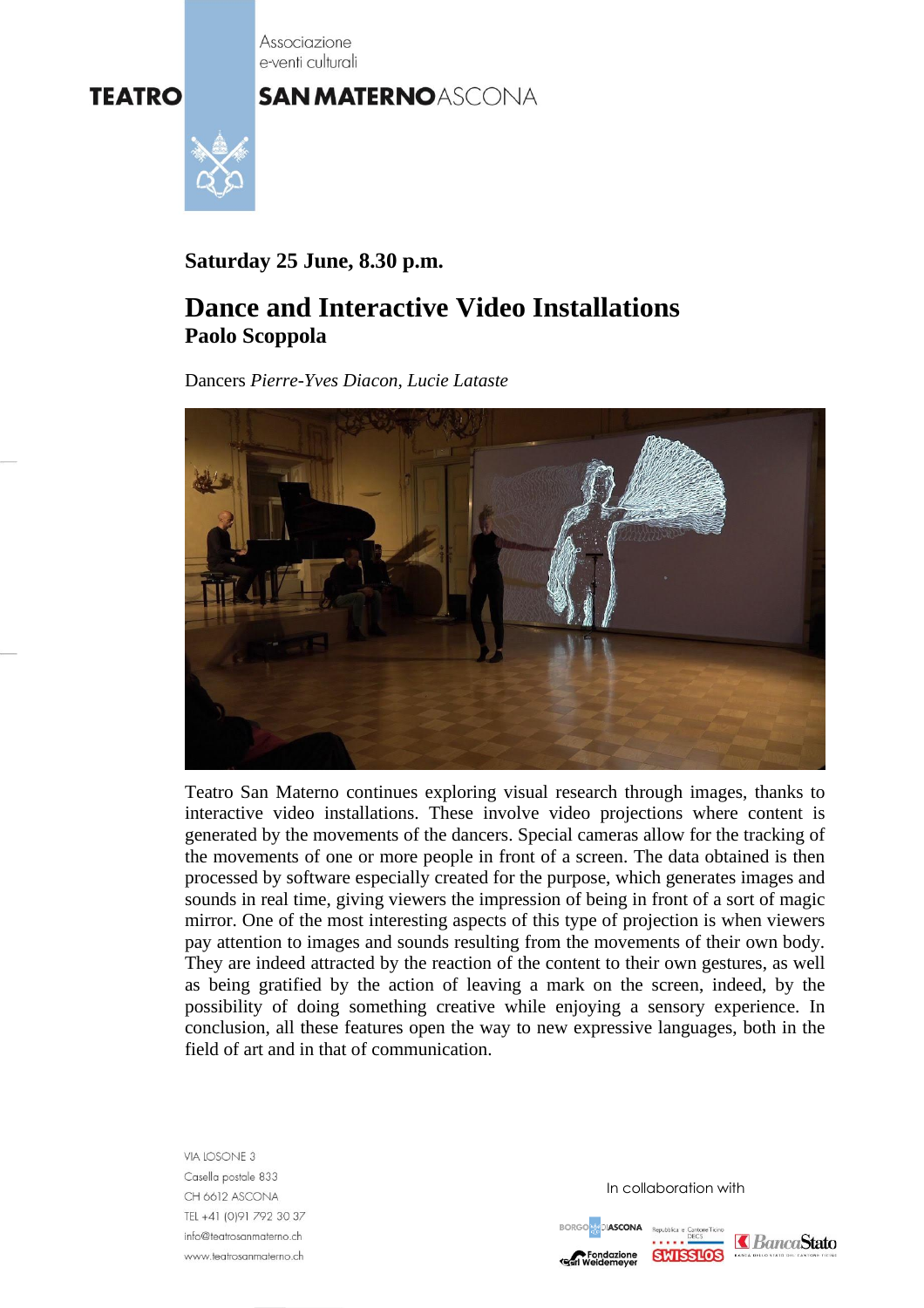Associazione e-venti culturali

**TEATRO SAN MATERNO** ASCONA

**Saturday 25 June, 8.30 p.m.**

# Dance and Interactive Video Installations

## Paolo Scoppola

Dancers *Pierre-Yves Diacon*, *Lucie Lataste*

Teatro San Materno continues exploring visual research through images, thanks to interactive video installations. These involve video projections where content is generated by the movements of the dancers. Special cameras allow for the tracking of the movements of one or more people in front of a screen. The data obtained is then processed by software especially created for the purpose, which generates images and sounds in real time, giving viewers the impression of being in front of a sort of magic mirror. One of the most interesting aspects of this type of projection is when viewers pay attention to images and sounds resulting from the movements of their own body. They are indeed attracted by the reaction of the content to their own gestures, as well as being gratified by the action of leaving a mark on the screen, indeed, by the possibility of doing something creative while enjoying a sensory experience. In conclusion, all these features open the way to new expressive languages, both in the field of art and in that of communication.

VIA LOSONE 3
Casella postale 833
CH 6612 ASCONA
TEL +41 (0)91 792 30 37
info@teatrosanmaterno.ch
www.teatrosanmaterno.ch

In collaboration with

BORGO DI ASCONA — Repubblica e Cantone Ticino DECS — BancaStato — Fondazione Carl Weidemeyer — SWISSLOS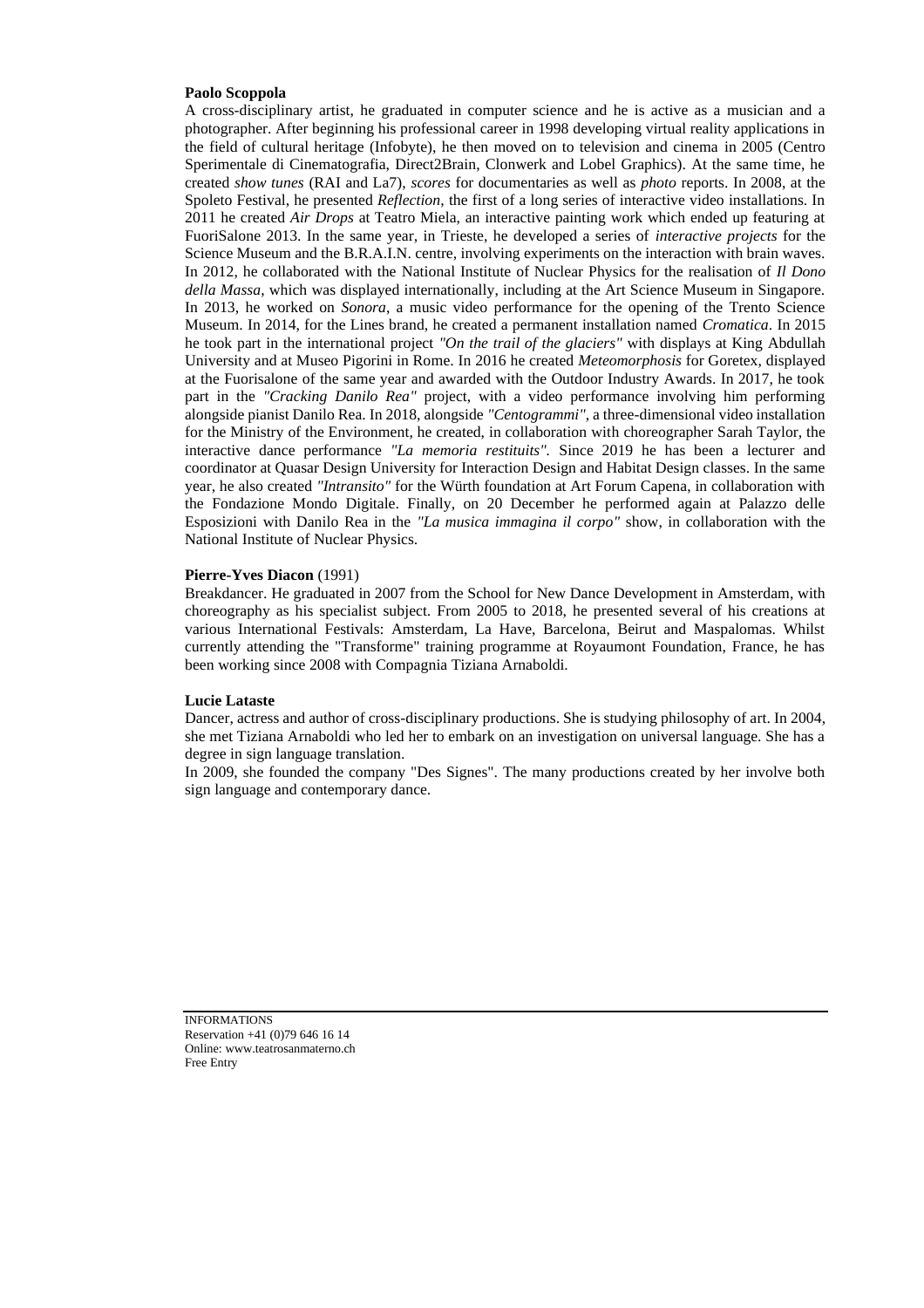**Paolo Scoppola**
A cross-disciplinary artist, he graduated in computer science and he is active as a musician and a photographer. After beginning his professional career in 1998 developing virtual reality applications in the field of cultural heritage (Infobyte), he then moved on to television and cinema in 2005 (Centro Sperimentale di Cinematografia, Direct2Brain, Clonwerk and Lobel Graphics). At the same time, he created *show tunes* (RAI and La7), *scores* for documentaries as well as *photo* reports. In 2008, at the Spoleto Festival, he presented *Reflection*, the first of a long series of interactive video installations. In 2011 he created *Air Drops* at Teatro Miela, an interactive painting work which ended up featuring at FuoriSalone 2013. In the same year, in Trieste, he developed a series of *interactive projects* for the Science Museum and the B.R.A.I.N. centre, involving experiments on the interaction with brain waves. In 2012, he collaborated with the National Institute of Nuclear Physics for the realisation of *Il Dono della Massa*, which was displayed internationally, including at the Art Science Museum in Singapore. In 2013, he worked on *Sonora*, a music video performance for the opening of the Trento Science Museum. In 2014, for the Lines brand, he created a permanent installation named *Cromatica*. In 2015 he took part in the international project *"On the trail of the glaciers"* with displays at King Abdullah University and at Museo Pigorini in Rome. In 2016 he created *Meteomorphosis* for Goretex, displayed at the Fuorisalone of the same year and awarded with the Outdoor Industry Awards. In 2017, he took part in the *"Cracking Danilo Rea"* project, with a video performance involving him performing alongside pianist Danilo Rea. In 2018, alongside *"Centogrammi"*, a three-dimensional video installation for the Ministry of the Environment, he created, in collaboration with choreographer Sarah Taylor, the interactive dance performance *"La memoria restituits"*. Since 2019 he has been a lecturer and coordinator at Quasar Design University for Interaction Design and Habitat Design classes. In the same year, he also created *"Intransito"* for the Würth foundation at Art Forum Capena, in collaboration with the Fondazione Mondo Digitale. Finally, on 20 December he performed again at Palazzo delle Esposizioni with Danilo Rea in the *"La musica immagina il corpo"* show, in collaboration with the National Institute of Nuclear Physics.

**Pierre-Yves Diacon** (1991)
Breakdancer. He graduated in 2007 from the School for New Dance Development in Amsterdam, with choreography as his specialist subject. From 2005 to 2018, he presented several of his creations at various International Festivals: Amsterdam, La Have, Barcelona, Beirut and Maspalomas. Whilst currently attending the "Transforme" training programme at Royaumont Foundation, France, he has been working since 2008 with Compagnia Tiziana Arnaboldi.

**Lucie Lataste**
Dancer, actress and author of cross-disciplinary productions. She is studying philosophy of art. In 2004, she met Tiziana Arnaboldi who led her to embark on an investigation on universal language. She has a degree in sign language translation.
In 2009, she founded the company "Des Signes". The many productions created by her involve both sign language and contemporary dance.

INFORMATIONS
Reservation +41 (0)79 646 16 14
Online: www.teatrosanmaterno.ch
Free Entry